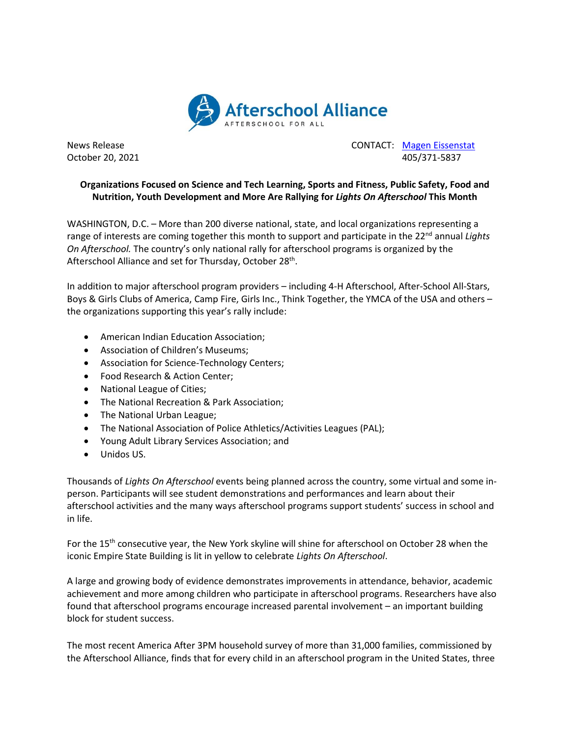Afterschool Alliance

AFTERSCHOOL FOR ALL

News Release
October 20, 2021

CONTACT: [Magen Eissenstat](mailto:)
405/371-5837

**Organizations Focused on Science and Tech Learning, Sports and Fitness, Public Safety, Food and Nutrition, Youth Development and More Are Rallying for *Lights On Afterschool* This Month**

WASHINGTON, D.C. – More than 200 diverse national, state, and local organizations representing a range of interests are coming together this month to support and participate in the 22nd annual *Lights On Afterschool.* The country's only national rally for afterschool programs is organized by the Afterschool Alliance and set for Thursday, October 28th.

In addition to major afterschool program providers – including 4-H Afterschool, After-School All-Stars, Boys & Girls Clubs of America, Camp Fire, Girls Inc., Think Together, the YMCA of the USA and others – the organizations supporting this year's rally include:

- American Indian Education Association;
- Association of Children's Museums;
- Association for Science-Technology Centers;
- Food Research & Action Center;
- National League of Cities;
- The National Recreation & Park Association;
- The National Urban League;
- The National Association of Police Athletics/Activities Leagues (PAL);
- Young Adult Library Services Association; and
- Unidos US.

Thousands of *Lights On Afterschool* events being planned across the country, some virtual and some in-person. Participants will see student demonstrations and performances and learn about their afterschool activities and the many ways afterschool programs support students' success in school and in life.

For the 15th consecutive year, the New York skyline will shine for afterschool on October 28 when the iconic Empire State Building is lit in yellow to celebrate *Lights On Afterschool*.

A large and growing body of evidence demonstrates improvements in attendance, behavior, academic achievement and more among children who participate in afterschool programs. Researchers have also found that afterschool programs encourage increased parental involvement – an important building block for student success.

The most recent America After 3PM household survey of more than 31,000 families, commissioned by the Afterschool Alliance, finds that for every child in an afterschool program in the United States, three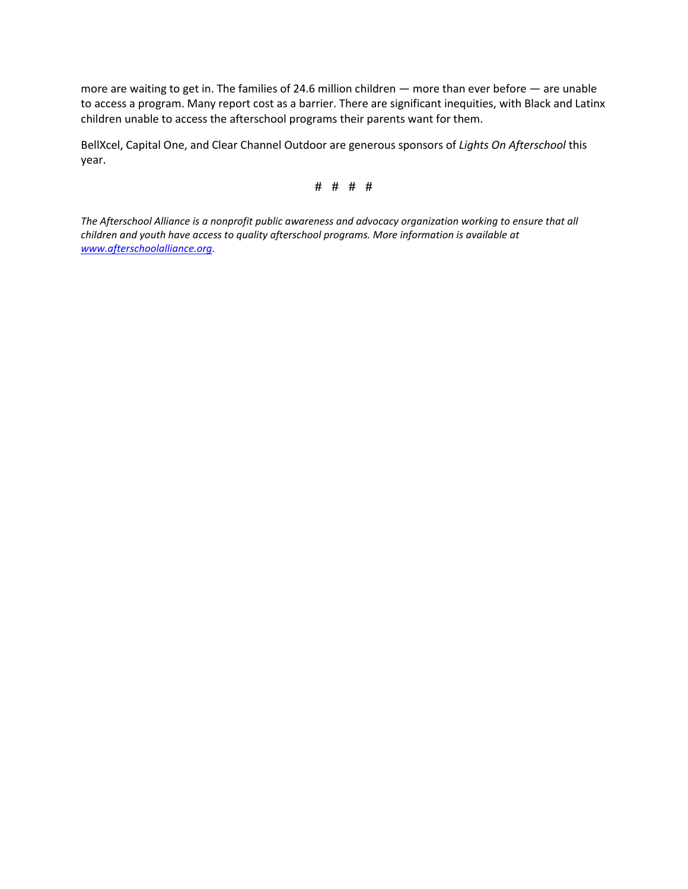more are waiting to get in. The families of 24.6 million children — more than ever before — are unable to access a program. Many report cost as a barrier. There are significant inequities, with Black and Latinx children unable to access the afterschool programs their parents want for them.

BellXcel, Capital One, and Clear Channel Outdoor are generous sponsors of *Lights On Afterschool* this year.

# # # #

*The Afterschool Alliance is a nonprofit public awareness and advocacy organization working to ensure that all children and youth have access to quality afterschool programs. More information is available at [www.afterschoolalliance.org](http://www.afterschoolalliance.org).*